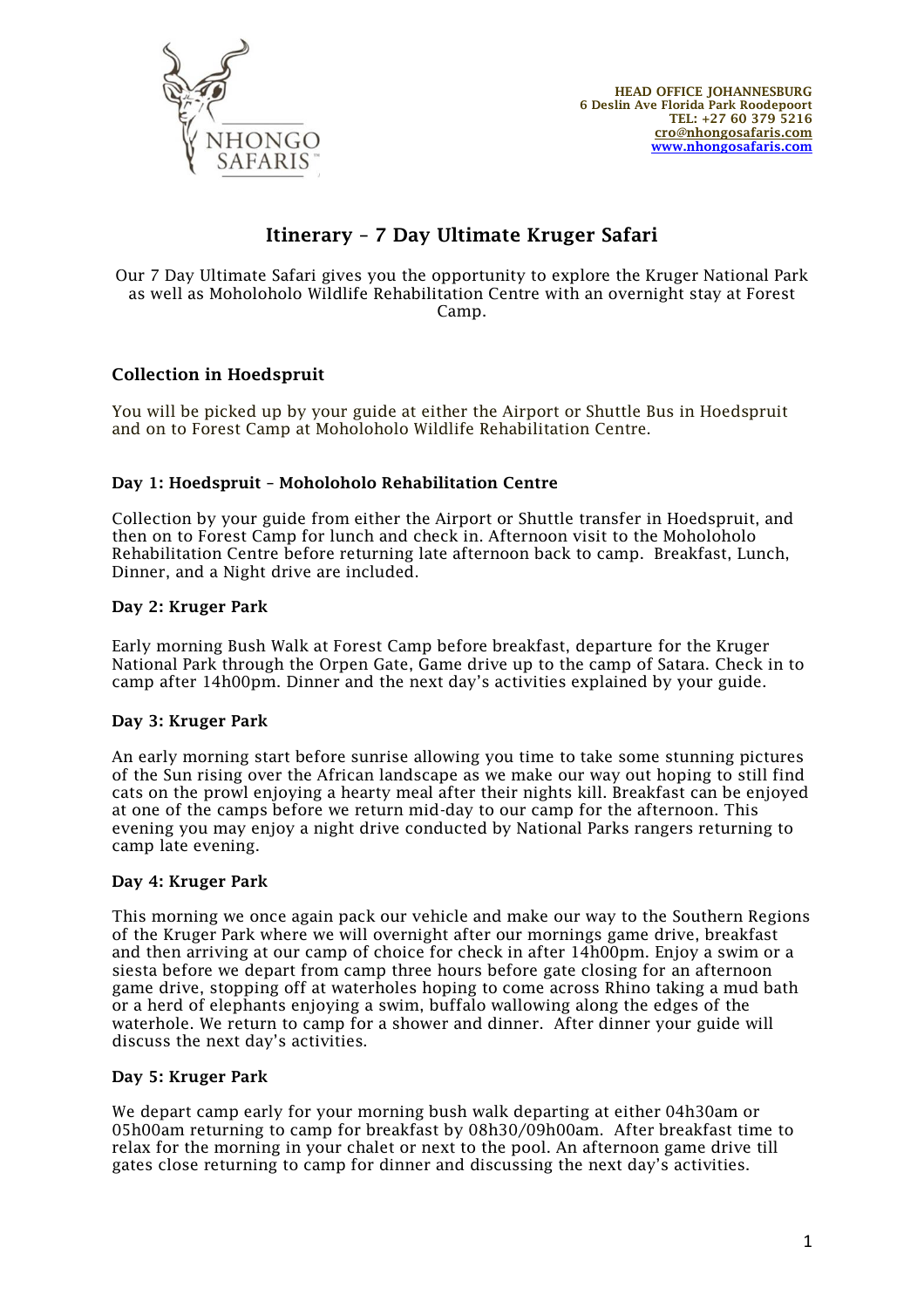HEAD OFFICE JOHANNESBURG
6 Deslin Ave Florida Park Roodepoort
TEL: +27 60 379 5216
cro@nhongosafaris.com
www.nhongosafaris.com

# Itinerary – 7 Day Ultimate Kruger Safari

Our 7 Day Ultimate Safari gives you the opportunity to explore the Kruger National Park as well as Moholoholo Wildlife Rehabilitation Centre with an overnight stay at Forest Camp.

### Collection in Hoedspruit

You will be picked up by your guide at either the Airport or Shuttle Bus in Hoedspruit and on to Forest Camp at Moholoholo Wildlife Rehabilitation Centre.

#### Day 1: Hoedspruit – Moholoholo Rehabilitation Centre

Collection by your guide from either the Airport or Shuttle transfer in Hoedspruit, and then on to Forest Camp for lunch and check in. Afternoon visit to the Moholoholo Rehabilitation Centre before returning late afternoon back to camp. Breakfast, Lunch, Dinner, and a Night drive are included.

#### Day 2: Kruger Park

Early morning Bush Walk at Forest Camp before breakfast, departure for the Kruger National Park through the Orpen Gate, Game drive up to the camp of Satara. Check in to camp after 14h00pm. Dinner and the next day's activities explained by your guide.

#### Day 3: Kruger Park

An early morning start before sunrise allowing you time to take some stunning pictures of the Sun rising over the African landscape as we make our way out hoping to still find cats on the prowl enjoying a hearty meal after their nights kill. Breakfast can be enjoyed at one of the camps before we return mid-day to our camp for the afternoon. This evening you may enjoy a night drive conducted by National Parks rangers returning to camp late evening.

#### Day 4: Kruger Park

This morning we once again pack our vehicle and make our way to the Southern Regions of the Kruger Park where we will overnight after our mornings game drive, breakfast and then arriving at our camp of choice for check in after 14h00pm. Enjoy a swim or a siesta before we depart from camp three hours before gate closing for an afternoon game drive, stopping off at waterholes hoping to come across Rhino taking a mud bath or a herd of elephants enjoying a swim, buffalo wallowing along the edges of the waterhole. We return to camp for a shower and dinner. After dinner your guide will discuss the next day's activities.

#### Day 5: Kruger Park

We depart camp early for your morning bush walk departing at either 04h30am or 05h00am returning to camp for breakfast by 08h30/09h00am. After breakfast time to relax for the morning in your chalet or next to the pool. An afternoon game drive till gates close returning to camp for dinner and discussing the next day's activities.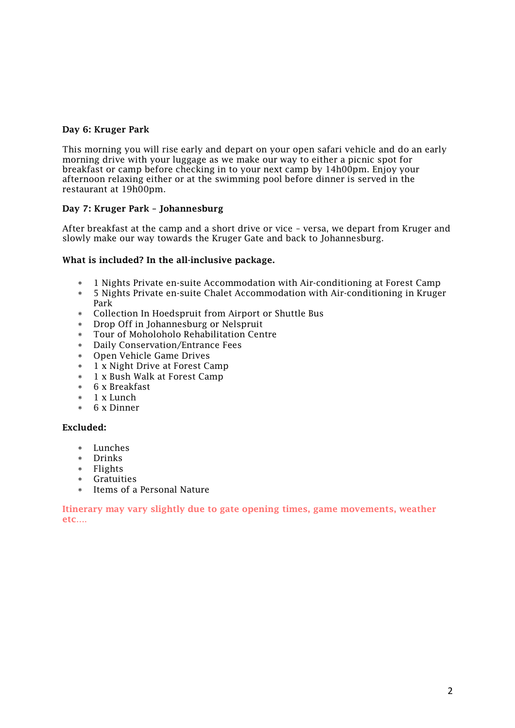**Day 6: Kruger Park**

This morning you will rise early and depart on your open safari vehicle and do an early morning drive with your luggage as we make our way to either a picnic spot for breakfast or camp before checking in to your next camp by 14h00pm. Enjoy your afternoon relaxing either or at the swimming pool before dinner is served in the restaurant at 19h00pm.

**Day 7: Kruger Park – Johannesburg**

After breakfast at the camp and a short drive or vice – versa, we depart from Kruger and slowly make our way towards the Kruger Gate and back to Johannesburg.

**What is included? In the all-inclusive package.**

- 1 Nights Private en-suite Accommodation with Air-conditioning at Forest Camp
- 5 Nights Private en-suite Chalet Accommodation with Air-conditioning in Kruger Park
- Collection In Hoedspruit from Airport or Shuttle Bus
- Drop Off in Johannesburg or Nelspruit
- Tour of Moholoholo Rehabilitation Centre
- Daily Conservation/Entrance Fees
- Open Vehicle Game Drives
- 1 x Night Drive at Forest Camp
- 1 x Bush Walk at Forest Camp
- 6 x Breakfast
- 1 x Lunch
- 6 x Dinner

**Excluded:**

- Lunches
- Drinks
- Flights
- Gratuities
- Items of a Personal Nature

**Itinerary may vary slightly due to gate opening times, game movements, weather etc….**